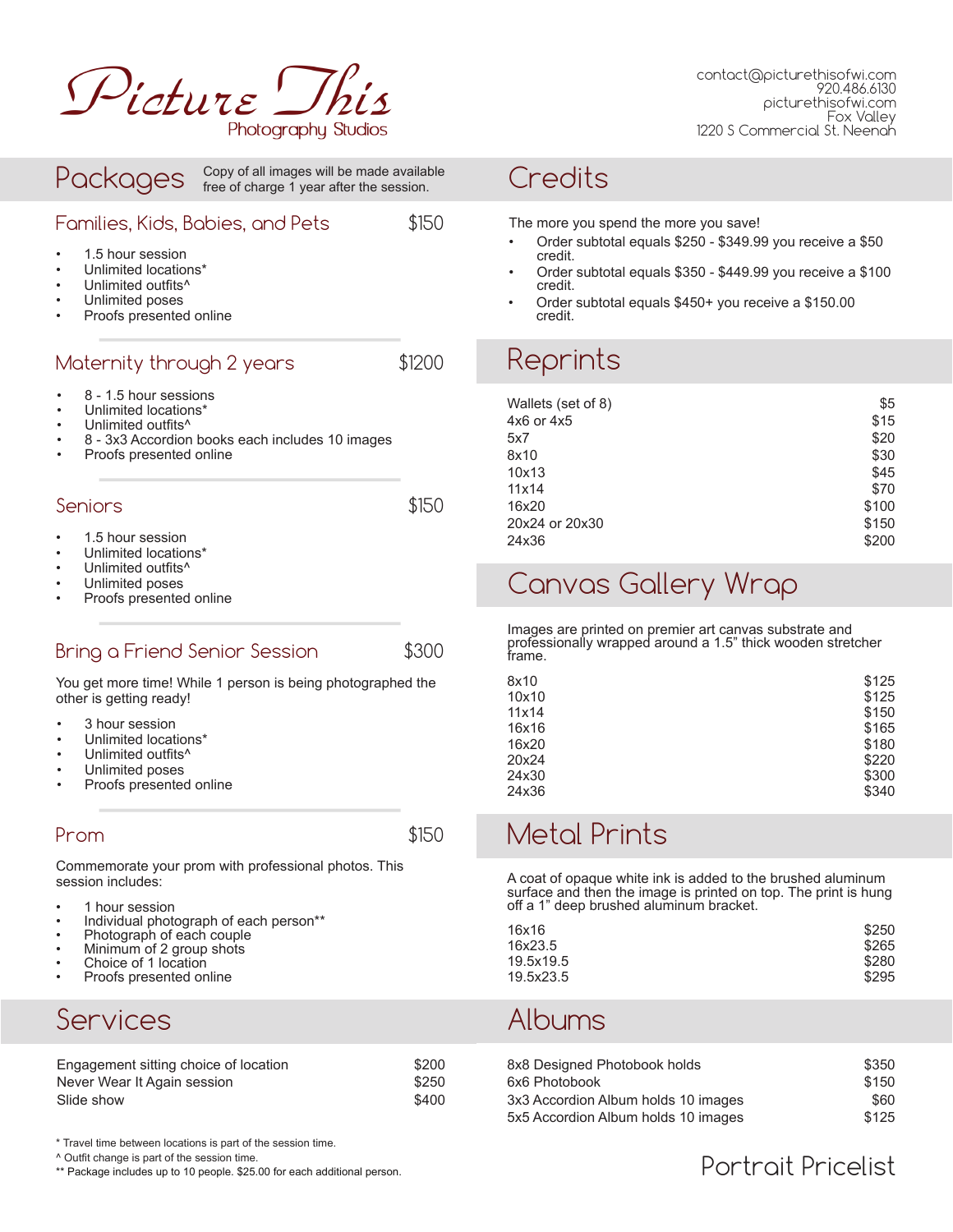# Picture This

Photography Studios

contact@picturethisofwi.com
920.486.6130
picturethisofwi.com
Fox Valley
1220 S Commercial St. Neenah

## Packages

Copy of all images will be made available free of charge 1 year after the session.

### Families, Kids, Babies, and Pets — $150

- 1.5 hour session
- Unlimited locations*
- Unlimited outfits^
- Unlimited poses
- Proofs presented online

### Maternity through 2 years — $1200

- 8 - 1.5 hour sessions
- Unlimited locations*
- Unlimited outfits^
- 8 - 3x3 Accordion books each includes 10 images
- Proofs presented online

### Seniors — $150

- 1.5 hour session
- Unlimited locations*
- Unlimited outfits^
- Unlimited poses
- Proofs presented online

### Bring a Friend Senior Session — $300

You get more time! While 1 person is being photographed the other is getting ready!

- 3 hour session
- Unlimited locations*
- Unlimited outfits^
- Unlimited poses
- Proofs presented online

### Prom — $150

Commemorate your prom with professional photos. This session includes:

- 1 hour session
- Individual photograph of each person**
- Photograph of each couple
- Minimum of 2 group shots
- Choice of 1 location
- Proofs presented online

## Services

| Service | Price |
|---|---|
| Engagement sitting choice of location | $200 |
| Never Wear It Again session | $250 |
| Slide show | $400 |

\* Travel time between locations is part of the session time.
^ Outfit change is part of the session time.
** Package includes up to 10 people. $25.00 for each additional person.

## Credits

The more you spend the more you save!

- Order subtotal equals $250 - $349.99 you receive a $50 credit.
- Order subtotal equals $350 - $449.99 you receive a $100 credit.
- Order subtotal equals $450+ you receive a $150.00 credit.

## Reprints

| Size | Price |
|---|---|
| Wallets (set of 8) | $5 |
| 4x6 or 4x5 | $15 |
| 5x7 | $20 |
| 8x10 | $30 |
| 10x13 | $45 |
| 11x14 | $70 |
| 16x20 | $100 |
| 20x24 or 20x30 | $150 |
| 24x36 | $200 |

## Canvas Gallery Wrap

Images are printed on premier art canvas substrate and professionally wrapped around a 1.5" thick wooden stretcher frame.

| Size | Price |
|---|---|
| 8x10 | $125 |
| 10x10 | $125 |
| 11x14 | $150 |
| 16x16 | $165 |
| 16x20 | $180 |
| 20x24 | $220 |
| 24x30 | $300 |
| 24x36 | $340 |

## Metal Prints

A coat of opaque white ink is added to the brushed aluminum surface and then the image is printed on top. The print is hung off a 1" deep brushed aluminum bracket.

| Size | Price |
|---|---|
| 16x16 | $250 |
| 16x23.5 | $265 |
| 19.5x19.5 | $280 |
| 19.5x23.5 | $295 |

## Albums

| Album | Price |
|---|---|
| 8x8 Designed Photobook holds | $350 |
| 6x6 Photobook | $150 |
| 3x3 Accordion Album holds 10 images | $60 |
| 5x5 Accordion Album holds 10 images | $125 |

Portrait Pricelist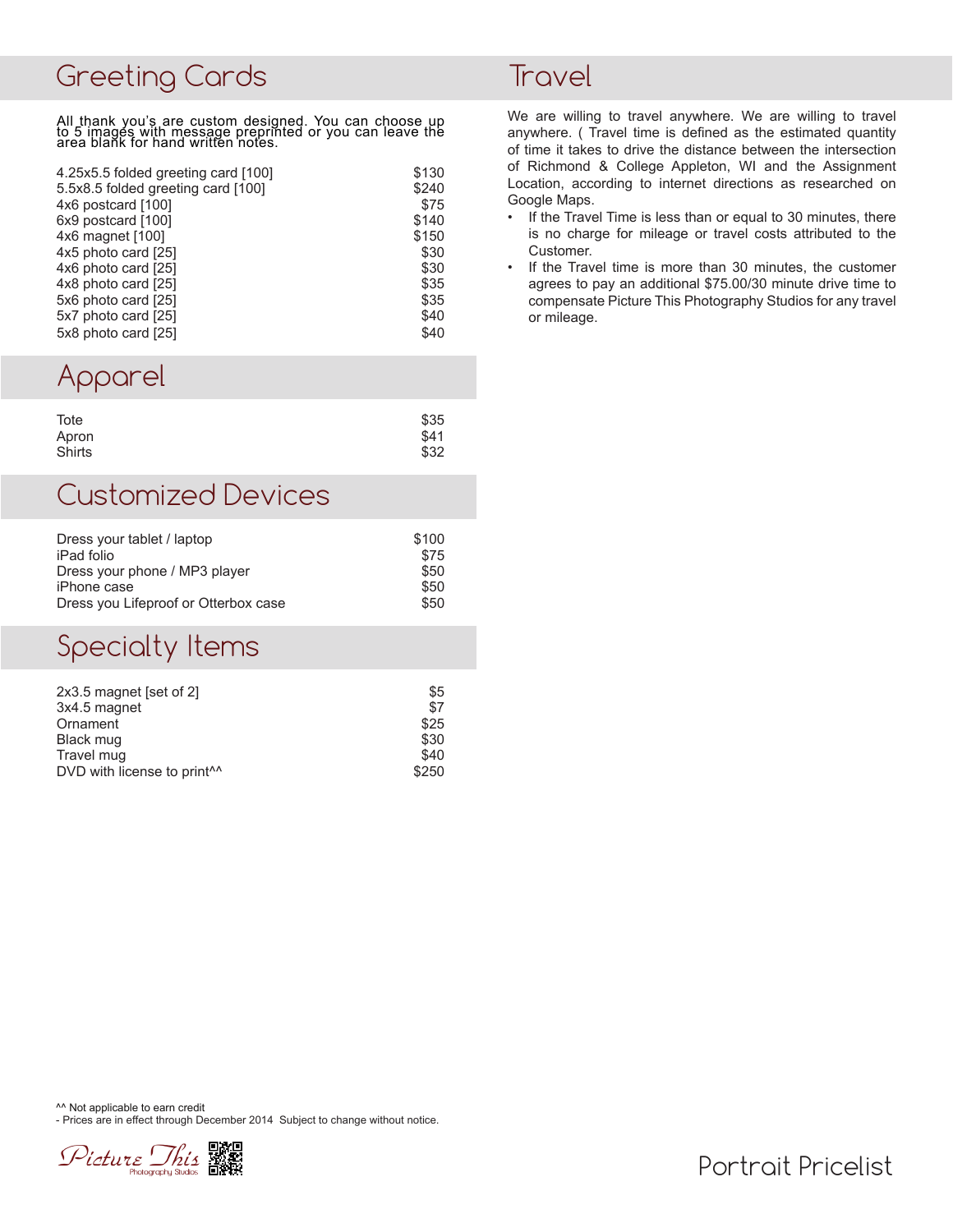## Greeting Cards

All thank you's are custom designed. You can choose up to 5 images with message preprinted or you can leave the area blank for hand written notes.

| | |
|---|---|
| 4.25x5.5 folded greeting card [100] | $130 |
| 5.5x8.5 folded greeting card [100] | $240 |
| 4x6 postcard [100] | $75 |
| 6x9 postcard [100] | $140 |
| 4x6 magnet [100] | $150 |
| 4x5 photo card [25] | $30 |
| 4x6 photo card [25] | $30 |
| 4x8 photo card [25] | $35 |
| 5x6 photo card [25] | $35 |
| 5x7 photo card [25] | $40 |
| 5x8 photo card [25] | $40 |

## Apparel

| | |
|---|---|
| Tote | $35 |
| Apron | $41 |
| Shirts | $32 |

## Customized Devices

| | |
|---|---|
| Dress your tablet / laptop | $100 |
| iPad folio | $75 |
| Dress your phone / MP3 player | $50 |
| iPhone case | $50 |
| Dress you Lifeproof or Otterbox case | $50 |

## Specialty Items

| | |
|---|---|
| 2x3.5 magnet [set of 2] | $5 |
| 3x4.5 magnet | $7 |
| Ornament | $25 |
| Black mug | $30 |
| Travel mug | $40 |
| DVD with license to print^^ | $250 |

## Travel

We are willing to travel anywhere. We are willing to travel anywhere. ( Travel time is defined as the estimated quantity of time it takes to drive the distance between the intersection of Richmond & College Appleton, WI and the Assignment Location, according to internet directions as researched on Google Maps.

- If the Travel Time is less than or equal to 30 minutes, there is no charge for mileage or travel costs attributed to the Customer.
- If the Travel time is more than 30 minutes, the customer agrees to pay an additional $75.00/30 minute drive time to compensate Picture This Photography Studios for any travel or mileage.

^^ Not applicable to earn credit
- Prices are in effect through December 2014 Subject to change without notice.

Picture This Photography Studios

Portrait Pricelist